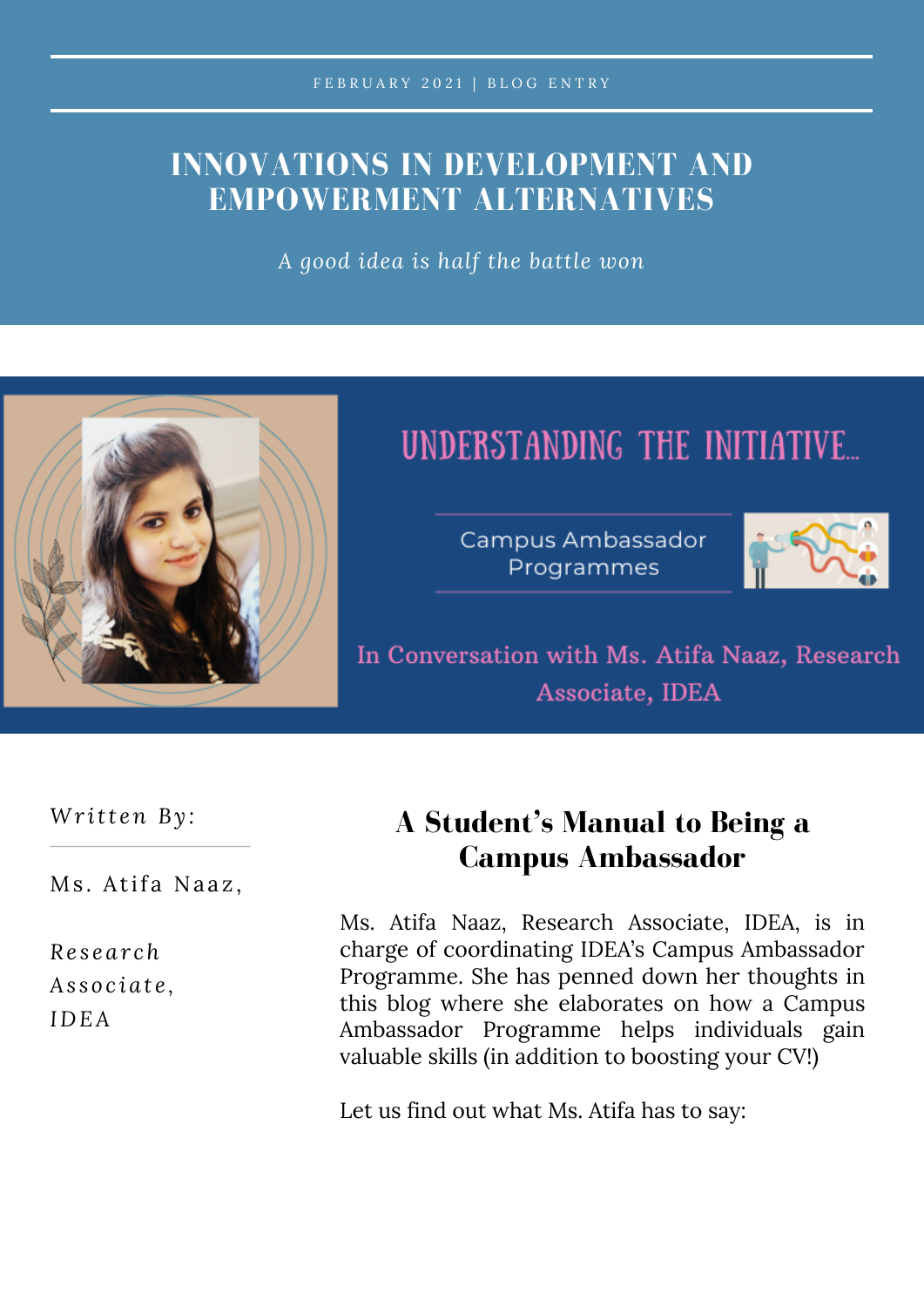FEBRUARY 2021 | BLOG ENTRY

# INNOVATIONS IN DEVELOPMENT AND EMPOWERMENT ALTERNATIVES

*A good idea is half the battle won*

## UNDERSTANDING THE INITIATIVE...

Campus Ambassador Programmes

In Conversation with Ms. Atifa Naaz, Research Associate, IDEA

*Written By:*

Ms. Atifa Naaz,

*Research Associate, IDEA*

## A Student's Manual to Being a Campus Ambassador

Ms. Atifa Naaz, Research Associate, IDEA, is in charge of coordinating IDEA's Campus Ambassador Programme. She has penned down her thoughts in this blog where she elaborates on how a Campus Ambassador Programme helps individuals gain valuable skills (in addition to boosting your CV!)

Let us find out what Ms. Atifa has to say: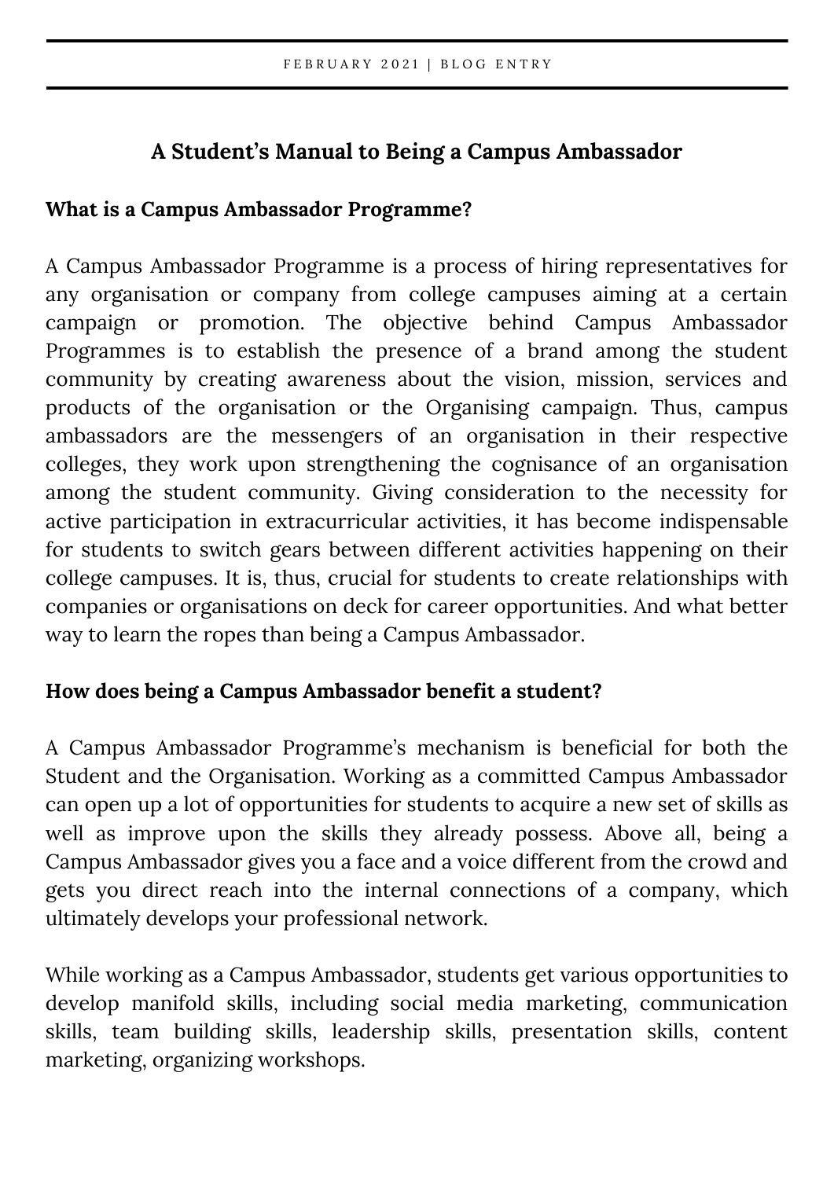# A Student's Manual to Being a Campus Ambassador

## What is a Campus Ambassador Programme?

A Campus Ambassador Programme is a process of hiring representatives for any organisation or company from college campuses aiming at a certain campaign or promotion. The objective behind Campus Ambassador Programmes is to establish the presence of a brand among the student community by creating awareness about the vision, mission, services and products of the organisation or the Organising campaign. Thus, campus ambassadors are the messengers of an organisation in their respective colleges, they work upon strengthening the cognisance of an organisation among the student community. Giving consideration to the necessity for active participation in extracurricular activities, it has become indispensable for students to switch gears between different activities happening on their college campuses. It is, thus, crucial for students to create relationships with companies or organisations on deck for career opportunities. And what better way to learn the ropes than being a Campus Ambassador.

## How does being a Campus Ambassador benefit a student?

A Campus Ambassador Programme's mechanism is beneficial for both the Student and the Organisation. Working as a committed Campus Ambassador can open up a lot of opportunities for students to acquire a new set of skills as well as improve upon the skills they already possess. Above all, being a Campus Ambassador gives you a face and a voice different from the crowd and gets you direct reach into the internal connections of a company, which ultimately develops your professional network.

While working as a Campus Ambassador, students get various opportunities to develop manifold skills, including social media marketing, communication skills, team building skills, leadership skills, presentation skills, content marketing, organizing workshops.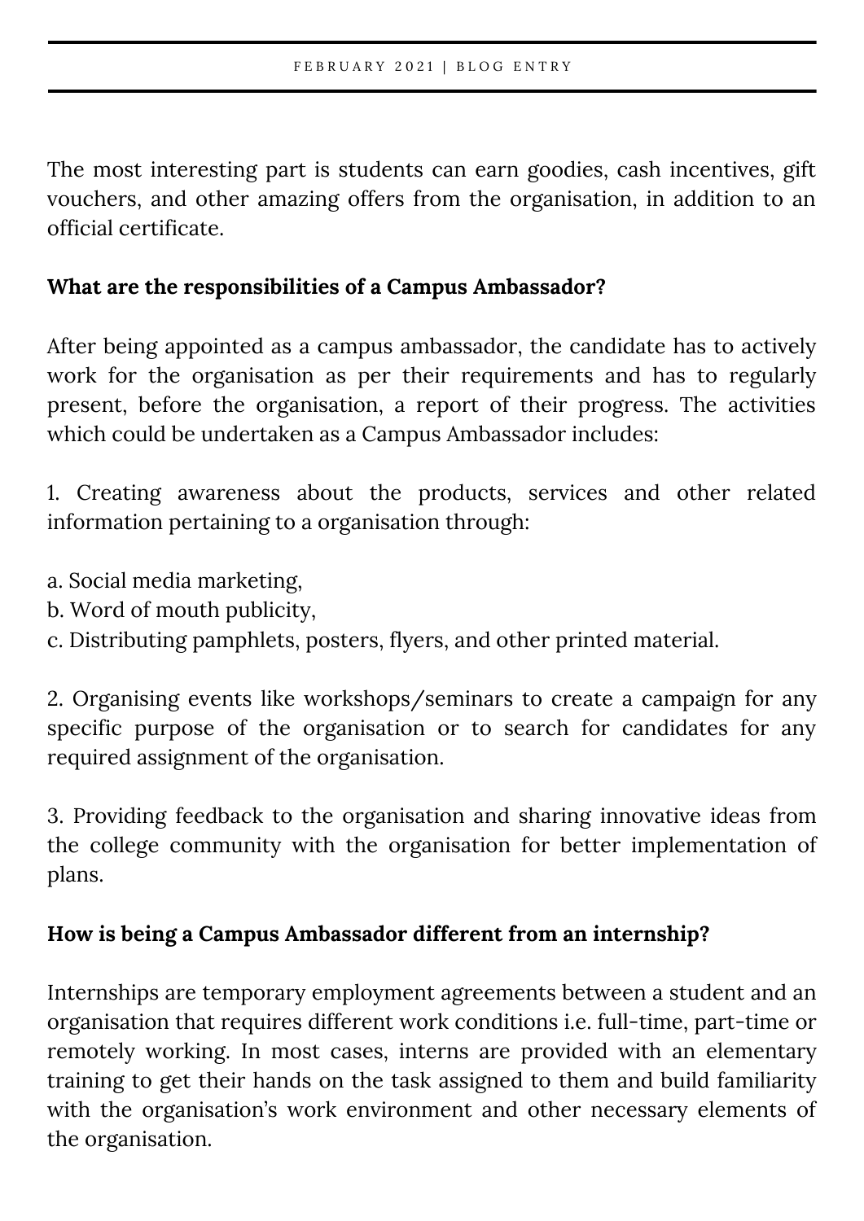The most interesting part is students can earn goodies, cash incentives, gift vouchers, and other amazing offers from the organisation, in addition to an official certificate.

**What are the responsibilities of a Campus Ambassador?**

After being appointed as a campus ambassador, the candidate has to actively work for the organisation as per their requirements and has to regularly present, before the organisation, a report of their progress. The activities which could be undertaken as a Campus Ambassador includes:

1. Creating awareness about the products, services and other related information pertaining to a organisation through:

a. Social media marketing,
b. Word of mouth publicity,
c. Distributing pamphlets, posters, flyers, and other printed material.

2. Organising events like workshops/seminars to create a campaign for any specific purpose of the organisation or to search for candidates for any required assignment of the organisation.

3. Providing feedback to the organisation and sharing innovative ideas from the college community with the organisation for better implementation of plans.

**How is being a Campus Ambassador different from an internship?**

Internships are temporary employment agreements between a student and an organisation that requires different work conditions i.e. full-time, part-time or remotely working. In most cases, interns are provided with an elementary training to get their hands on the task assigned to them and build familiarity with the organisation's work environment and other necessary elements of the organisation.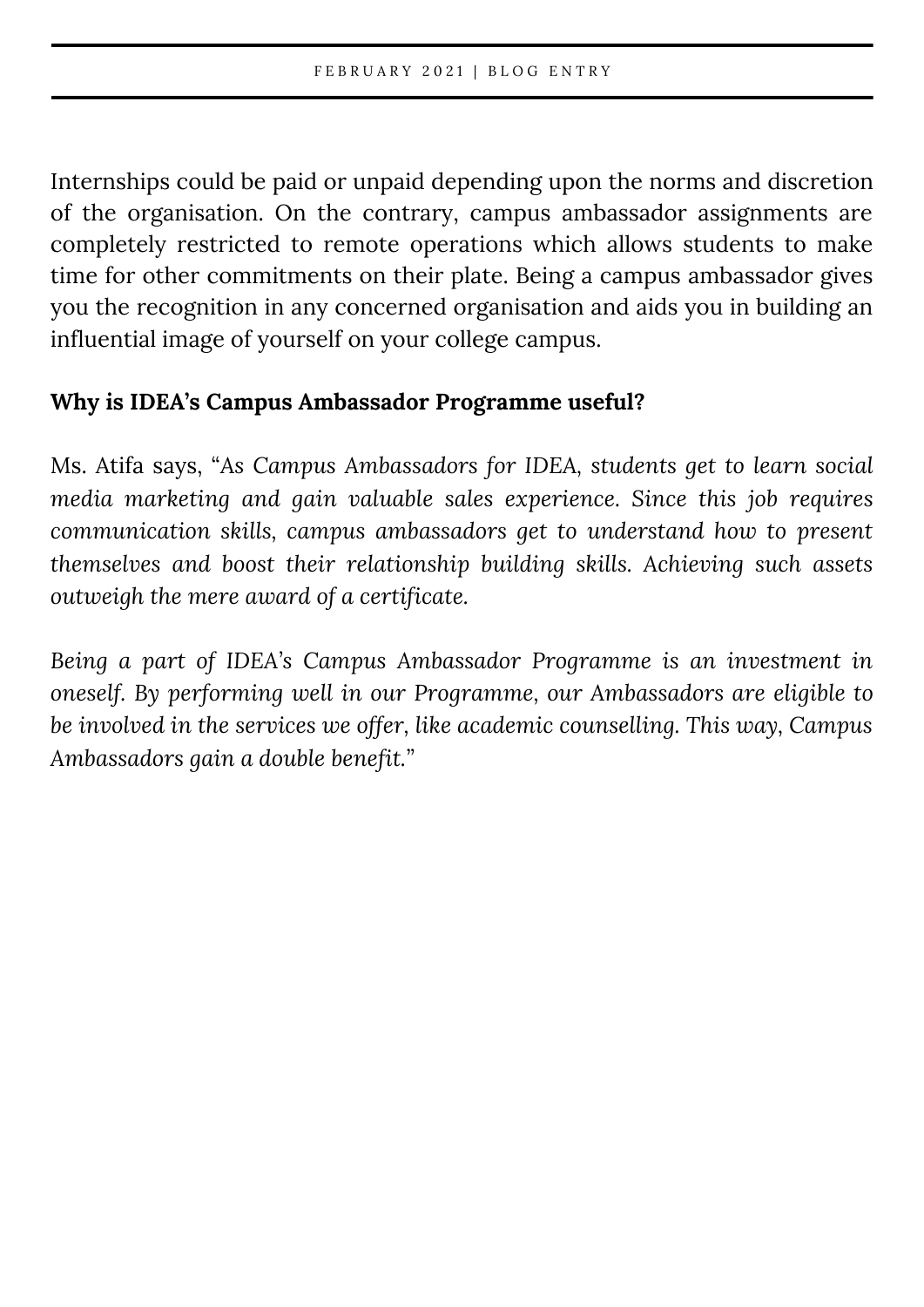Internships could be paid or unpaid depending upon the norms and discretion of the organisation. On the contrary, campus ambassador assignments are completely restricted to remote operations which allows students to make time for other commitments on their plate. Being a campus ambassador gives you the recognition in any concerned organisation and aids you in building an influential image of yourself on your college campus.

**Why is IDEA's Campus Ambassador Programme useful?**

Ms. Atifa says, "*As Campus Ambassadors for IDEA, students get to learn social media marketing and gain valuable sales experience. Since this job requires communication skills, campus ambassadors get to understand how to present themselves and boost their relationship building skills. Achieving such assets outweigh the mere award of a certificate.*

*Being a part of IDEA's Campus Ambassador Programme is an investment in oneself. By performing well in our Programme, our Ambassadors are eligible to be involved in the services we offer, like academic counselling. This way, Campus Ambassadors gain a double benefit.*"